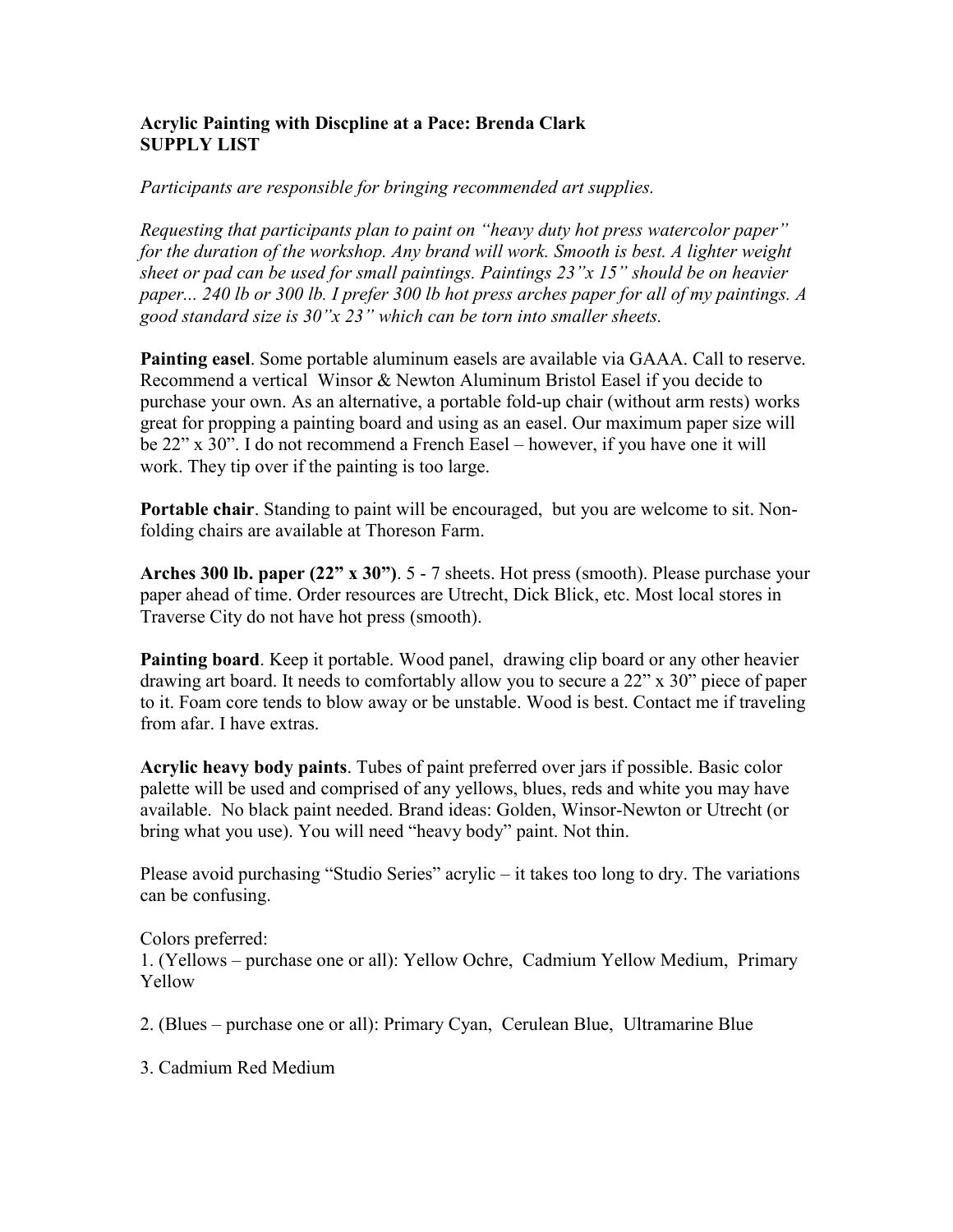**Acrylic Painting with Discpline at a Pace: Brenda Clark**
**SUPPLY LIST**

*Participants are responsible for bringing recommended art supplies.*

*Requesting that participants plan to paint on "heavy duty hot press watercolor paper" for the duration of the workshop. Any brand will work. Smooth is best. A lighter weight sheet or pad can be used for small paintings. Paintings 23"x 15" should be on heavier paper... 240 lb or 300 lb. I prefer 300 lb hot press arches paper for all of my paintings. A good standard size is 30"x 23" which can be torn into smaller sheets.*

**Painting easel**. Some portable aluminum easels are available via GAAA. Call to reserve. Recommend a vertical Winsor & Newton Aluminum Bristol Easel if you decide to purchase your own. As an alternative, a portable fold-up chair (without arm rests) works great for propping a painting board and using as an easel. Our maximum paper size will be 22" x 30". I do not recommend a French Easel – however, if you have one it will work. They tip over if the painting is too large.

**Portable chair**. Standing to paint will be encouraged, but you are welcome to sit. Non-folding chairs are available at Thoreson Farm.

**Arches 300 lb. paper (22" x 30")**. 5 - 7 sheets. Hot press (smooth). Please purchase your paper ahead of time. Order resources are Utrecht, Dick Blick, etc. Most local stores in Traverse City do not have hot press (smooth).

**Painting board**. Keep it portable. Wood panel, drawing clip board or any other heavier drawing art board. It needs to comfortably allow you to secure a 22" x 30" piece of paper to it. Foam core tends to blow away or be unstable. Wood is best. Contact me if traveling from afar. I have extras.

**Acrylic heavy body paints**. Tubes of paint preferred over jars if possible. Basic color palette will be used and comprised of any yellows, blues, reds and white you may have available. No black paint needed. Brand ideas: Golden, Winsor-Newton or Utrecht (or bring what you use). You will need "heavy body" paint. Not thin.

Please avoid purchasing "Studio Series" acrylic – it takes too long to dry. The variations can be confusing.

Colors preferred:

1. (Yellows – purchase one or all): Yellow Ochre, Cadmium Yellow Medium, Primary Yellow

2. (Blues – purchase one or all): Primary Cyan, Cerulean Blue, Ultramarine Blue

3. Cadmium Red Medium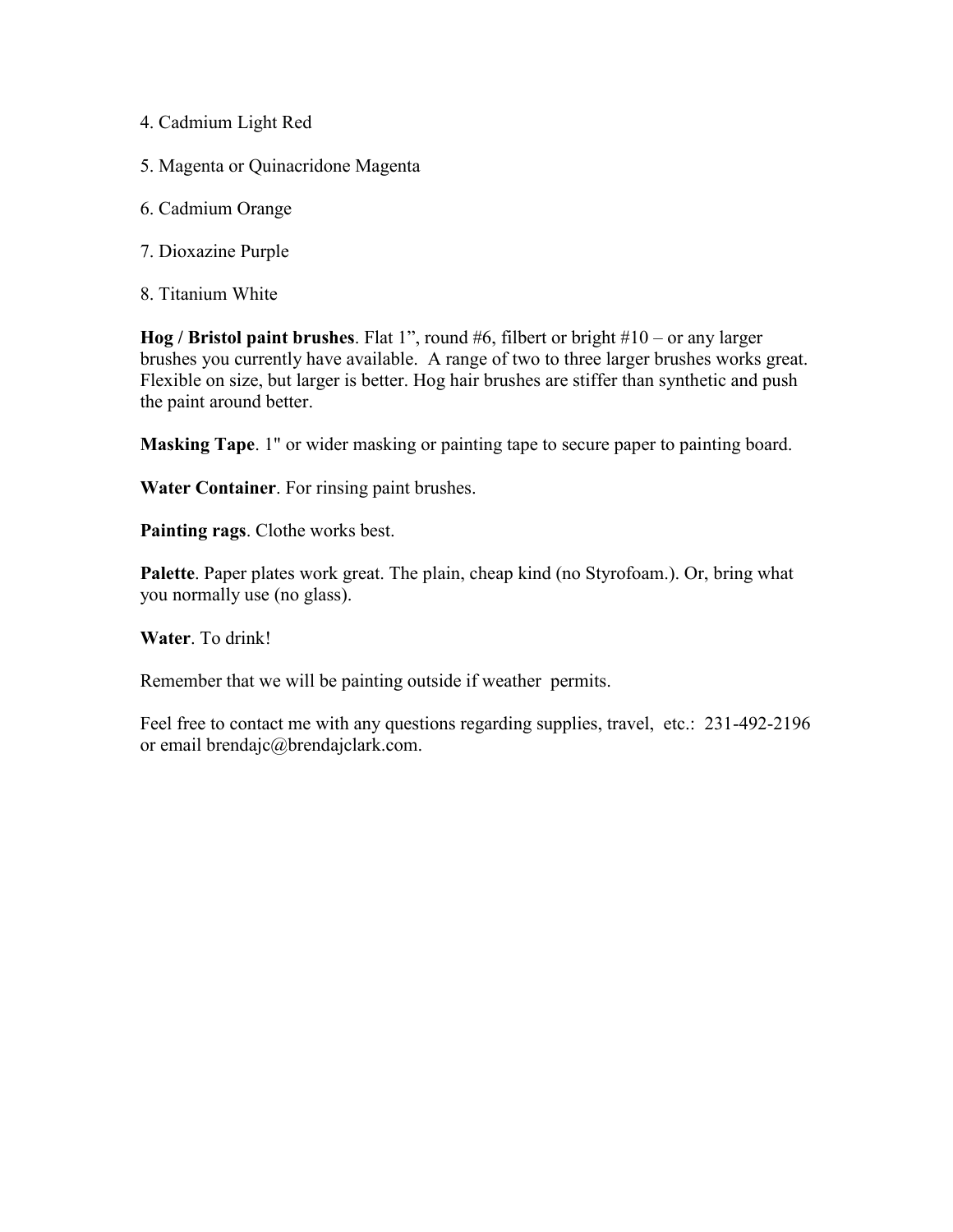4. Cadmium Light Red

5. Magenta or Quinacridone Magenta

6. Cadmium Orange

7. Dioxazine Purple

8. Titanium White

**Hog / Bristol paint brushes**. Flat 1", round #6, filbert or bright #10 – or any larger brushes you currently have available. A range of two to three larger brushes works great. Flexible on size, but larger is better. Hog hair brushes are stiffer than synthetic and push the paint around better.

**Masking Tape**. 1" or wider masking or painting tape to secure paper to painting board.

**Water Container**. For rinsing paint brushes.

**Painting rags**. Clothe works best.

**Palette**. Paper plates work great. The plain, cheap kind (no Styrofoam.). Or, bring what you normally use (no glass).

**Water**. To drink!

Remember that we will be painting outside if weather permits.

Feel free to contact me with any questions regarding supplies, travel, etc.: 231-492-2196 or email brendajc@brendajclark.com.